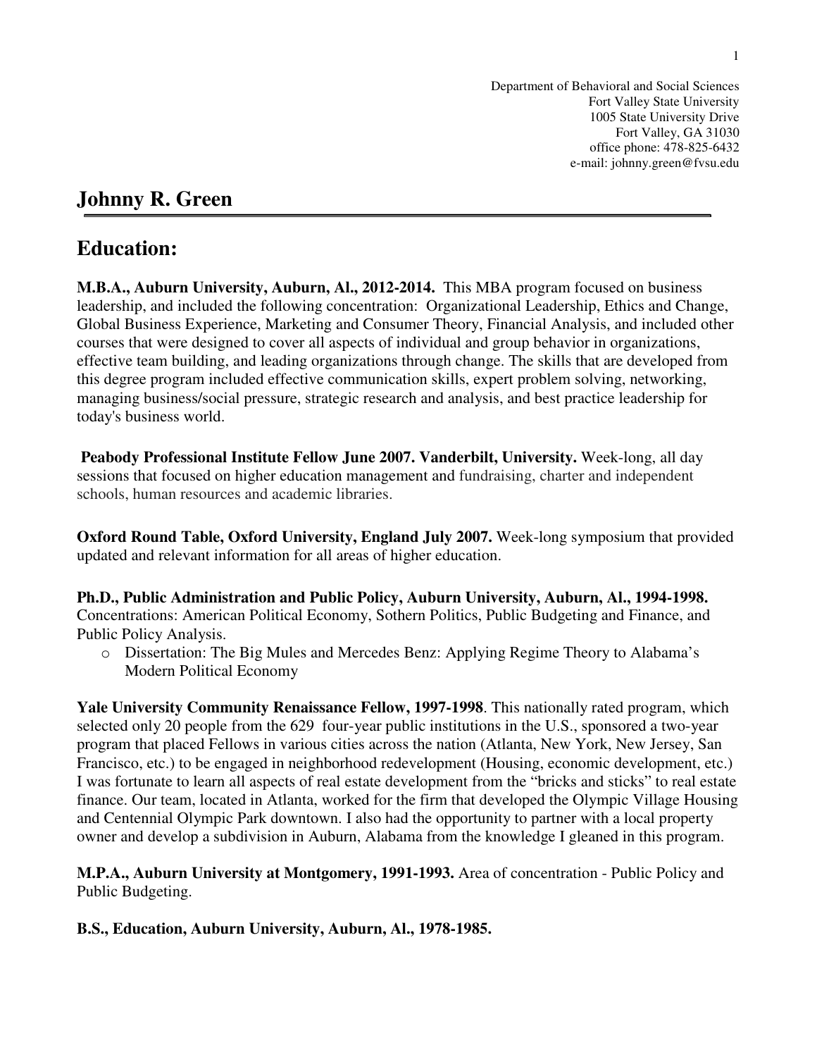Department of Behavioral and Social Sciences
Fort Valley State University
1005 State University Drive
Fort Valley, GA 31030
office phone: 478-825-6432
e-mail: johnny.green@fvsu.edu

# Johnny R. Green

## Education:

**M.B.A., Auburn University, Auburn, Al., 2012-2014.** This MBA program focused on business leadership, and included the following concentration: Organizational Leadership, Ethics and Change, Global Business Experience, Marketing and Consumer Theory, Financial Analysis, and included other courses that were designed to cover all aspects of individual and group behavior in organizations, effective team building, and leading organizations through change. The skills that are developed from this degree program included effective communication skills, expert problem solving, networking, managing business/social pressure, strategic research and analysis, and best practice leadership for today's business world.

**Peabody Professional Institute Fellow June 2007. Vanderbilt, University.** Week-long, all day sessions that focused on higher education management and fundraising, charter and independent schools, human resources and academic libraries.

**Oxford Round Table, Oxford University, England July 2007.** Week-long symposium that provided updated and relevant information for all areas of higher education.

**Ph.D., Public Administration and Public Policy, Auburn University, Auburn, Al., 1994-1998.** Concentrations: American Political Economy, Sothern Politics, Public Budgeting and Finance, and Public Policy Analysis.

- Dissertation: The Big Mules and Mercedes Benz: Applying Regime Theory to Alabama's Modern Political Economy

**Yale University Community Renaissance Fellow, 1997-1998**. This nationally rated program, which selected only 20 people from the 629 four-year public institutions in the U.S., sponsored a two-year program that placed Fellows in various cities across the nation (Atlanta, New York, New Jersey, San Francisco, etc.) to be engaged in neighborhood redevelopment (Housing, economic development, etc.) I was fortunate to learn all aspects of real estate development from the "bricks and sticks" to real estate finance. Our team, located in Atlanta, worked for the firm that developed the Olympic Village Housing and Centennial Olympic Park downtown. I also had the opportunity to partner with a local property owner and develop a subdivision in Auburn, Alabama from the knowledge I gleaned in this program.

**M.P.A., Auburn University at Montgomery, 1991-1993.** Area of concentration - Public Policy and Public Budgeting.

**B.S., Education, Auburn University, Auburn, Al., 1978-1985.**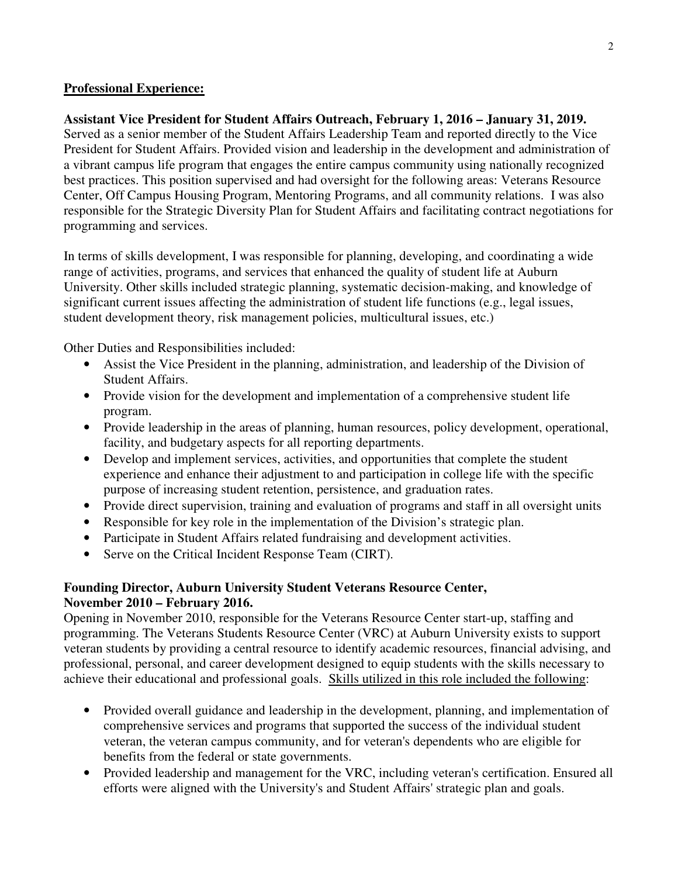## Professional Experience:

**Assistant Vice President for Student Affairs Outreach, February 1, 2016 – January 31, 2019.**
Served as a senior member of the Student Affairs Leadership Team and reported directly to the Vice President for Student Affairs. Provided vision and leadership in the development and administration of a vibrant campus life program that engages the entire campus community using nationally recognized best practices. This position supervised and had oversight for the following areas: Veterans Resource Center, Off Campus Housing Program, Mentoring Programs, and all community relations. I was also responsible for the Strategic Diversity Plan for Student Affairs and facilitating contract negotiations for programming and services.

In terms of skills development, I was responsible for planning, developing, and coordinating a wide range of activities, programs, and services that enhanced the quality of student life at Auburn University. Other skills included strategic planning, systematic decision-making, and knowledge of significant current issues affecting the administration of student life functions (e.g., legal issues, student development theory, risk management policies, multicultural issues, etc.)

Other Duties and Responsibilities included:

- Assist the Vice President in the planning, administration, and leadership of the Division of Student Affairs.
- Provide vision for the development and implementation of a comprehensive student life program.
- Provide leadership in the areas of planning, human resources, policy development, operational, facility, and budgetary aspects for all reporting departments.
- Develop and implement services, activities, and opportunities that complete the student experience and enhance their adjustment to and participation in college life with the specific purpose of increasing student retention, persistence, and graduation rates.
- Provide direct supervision, training and evaluation of programs and staff in all oversight units
- Responsible for key role in the implementation of the Division's strategic plan.
- Participate in Student Affairs related fundraising and development activities.
- Serve on the Critical Incident Response Team (CIRT).

**Founding Director, Auburn University Student Veterans Resource Center, November 2010 – February 2016.**
Opening in November 2010, responsible for the Veterans Resource Center start-up, staffing and programming. The Veterans Students Resource Center (VRC) at Auburn University exists to support veteran students by providing a central resource to identify academic resources, financial advising, and professional, personal, and career development designed to equip students with the skills necessary to achieve their educational and professional goals. Skills utilized in this role included the following:

- Provided overall guidance and leadership in the development, planning, and implementation of comprehensive services and programs that supported the success of the individual student veteran, the veteran campus community, and for veteran's dependents who are eligible for benefits from the federal or state governments.
- Provided leadership and management for the VRC, including veteran's certification. Ensured all efforts were aligned with the University's and Student Affairs' strategic plan and goals.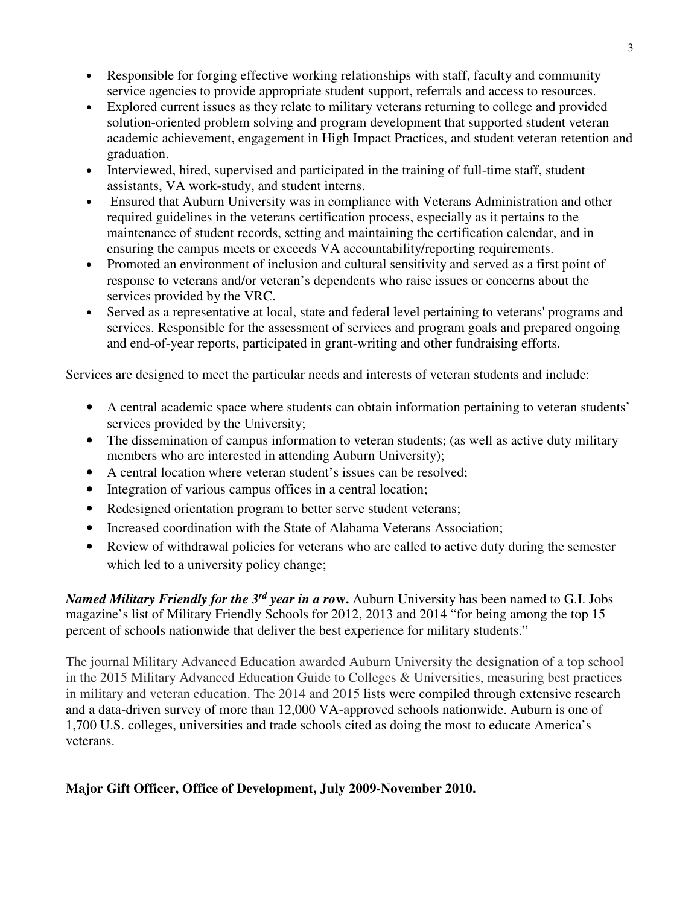- Responsible for forging effective working relationships with staff, faculty and community service agencies to provide appropriate student support, referrals and access to resources.
- Explored current issues as they relate to military veterans returning to college and provided solution-oriented problem solving and program development that supported student veteran academic achievement, engagement in High Impact Practices, and student veteran retention and graduation.
- Interviewed, hired, supervised and participated in the training of full-time staff, student assistants, VA work-study, and student interns.
- Ensured that Auburn University was in compliance with Veterans Administration and other required guidelines in the veterans certification process, especially as it pertains to the maintenance of student records, setting and maintaining the certification calendar, and in ensuring the campus meets or exceeds VA accountability/reporting requirements.
- Promoted an environment of inclusion and cultural sensitivity and served as a first point of response to veterans and/or veteran's dependents who raise issues or concerns about the services provided by the VRC.
- Served as a representative at local, state and federal level pertaining to veterans' programs and services. Responsible for the assessment of services and program goals and prepared ongoing and end-of-year reports, participated in grant-writing and other fundraising efforts.

Services are designed to meet the particular needs and interests of veteran students and include:

- A central academic space where students can obtain information pertaining to veteran students' services provided by the University;
- The dissemination of campus information to veteran students; (as well as active duty military members who are interested in attending Auburn University);
- A central location where veteran student's issues can be resolved;
- Integration of various campus offices in a central location;
- Redesigned orientation program to better serve student veterans;
- Increased coordination with the State of Alabama Veterans Association;
- Review of withdrawal policies for veterans who are called to active duty during the semester which led to a university policy change;

***Named Military Friendly for the 3rd year in a ro*w.** Auburn University has been named to G.I. Jobs magazine's list of Military Friendly Schools for 2012, 2013 and 2014 "for being among the top 15 percent of schools nationwide that deliver the best experience for military students."

The journal Military Advanced Education awarded Auburn University the designation of a top school in the 2015 Military Advanced Education Guide to Colleges & Universities, measuring best practices in military and veteran education. The 2014 and 2015 lists were compiled through extensive research and a data-driven survey of more than 12,000 VA-approved schools nationwide. Auburn is one of 1,700 U.S. colleges, universities and trade schools cited as doing the most to educate America's veterans.

**Major Gift Officer, Office of Development, July 2009-November 2010.**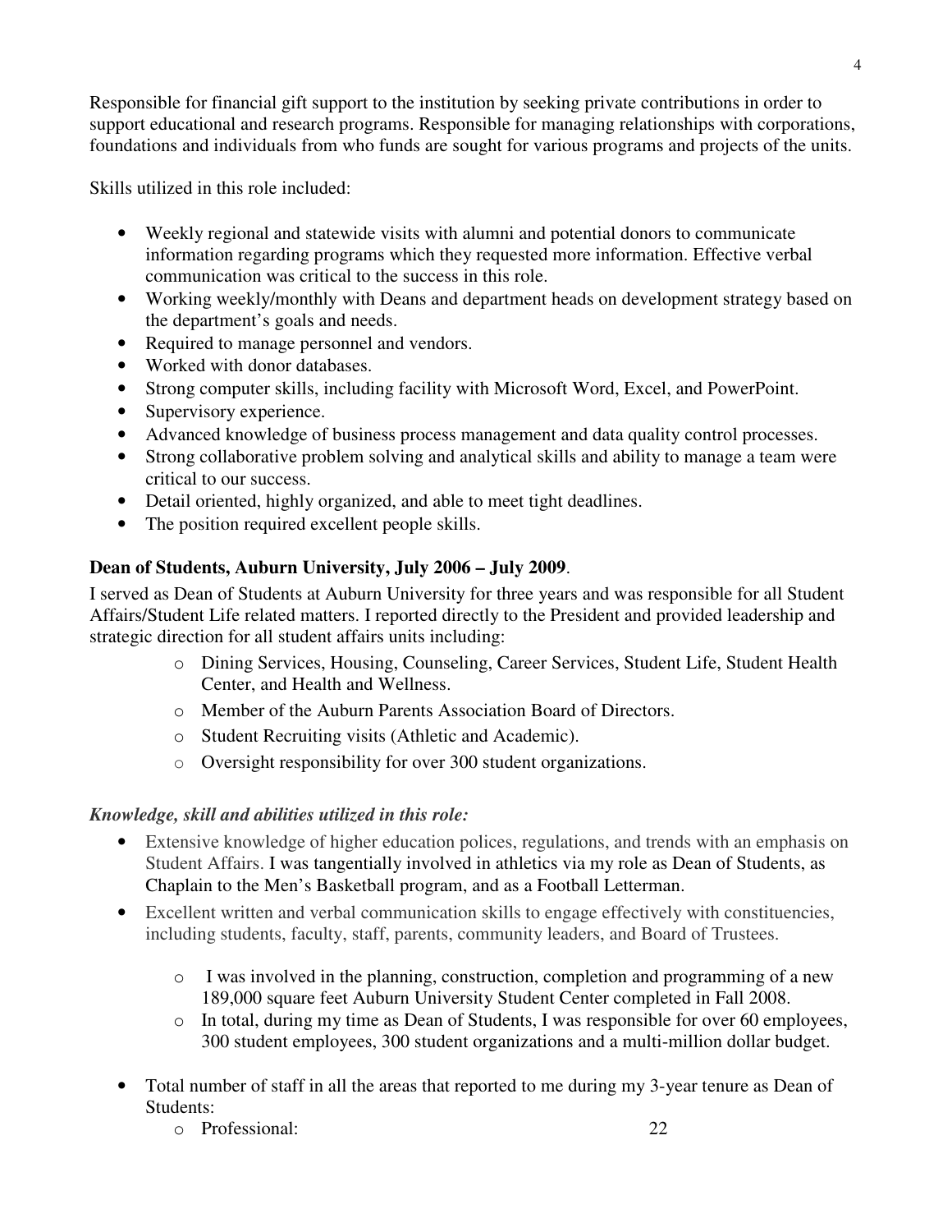Responsible for financial gift support to the institution by seeking private contributions in order to support educational and research programs. Responsible for managing relationships with corporations, foundations and individuals from who funds are sought for various programs and projects of the units.

Skills utilized in this role included:

- Weekly regional and statewide visits with alumni and potential donors to communicate information regarding programs which they requested more information. Effective verbal communication was critical to the success in this role.
- Working weekly/monthly with Deans and department heads on development strategy based on the department's goals and needs.
- Required to manage personnel and vendors.
- Worked with donor databases.
- Strong computer skills, including facility with Microsoft Word, Excel, and PowerPoint.
- Supervisory experience.
- Advanced knowledge of business process management and data quality control processes.
- Strong collaborative problem solving and analytical skills and ability to manage a team were critical to our success.
- Detail oriented, highly organized, and able to meet tight deadlines.
- The position required excellent people skills.

**Dean of Students, Auburn University, July 2006 – July 2009**.

I served as Dean of Students at Auburn University for three years and was responsible for all Student Affairs/Student Life related matters. I reported directly to the President and provided leadership and strategic direction for all student affairs units including:

- Dining Services, Housing, Counseling, Career Services, Student Life, Student Health Center, and Health and Wellness.
- Member of the Auburn Parents Association Board of Directors.
- Student Recruiting visits (Athletic and Academic).
- Oversight responsibility for over 300 student organizations.

***Knowledge, skill and abilities utilized in this role:***

- Extensive knowledge of higher education polices, regulations, and trends with an emphasis on Student Affairs. I was tangentially involved in athletics via my role as Dean of Students, as Chaplain to the Men's Basketball program, and as a Football Letterman.
- Excellent written and verbal communication skills to engage effectively with constituencies, including students, faculty, staff, parents, community leaders, and Board of Trustees.
  - I was involved in the planning, construction, completion and programming of a new 189,000 square feet Auburn University Student Center completed in Fall 2008.
  - In total, during my time as Dean of Students, I was responsible for over 60 employees, 300 student employees, 300 student organizations and a multi-million dollar budget.
- Total number of staff in all the areas that reported to me during my 3-year tenure as Dean of Students:
  - Professional: 22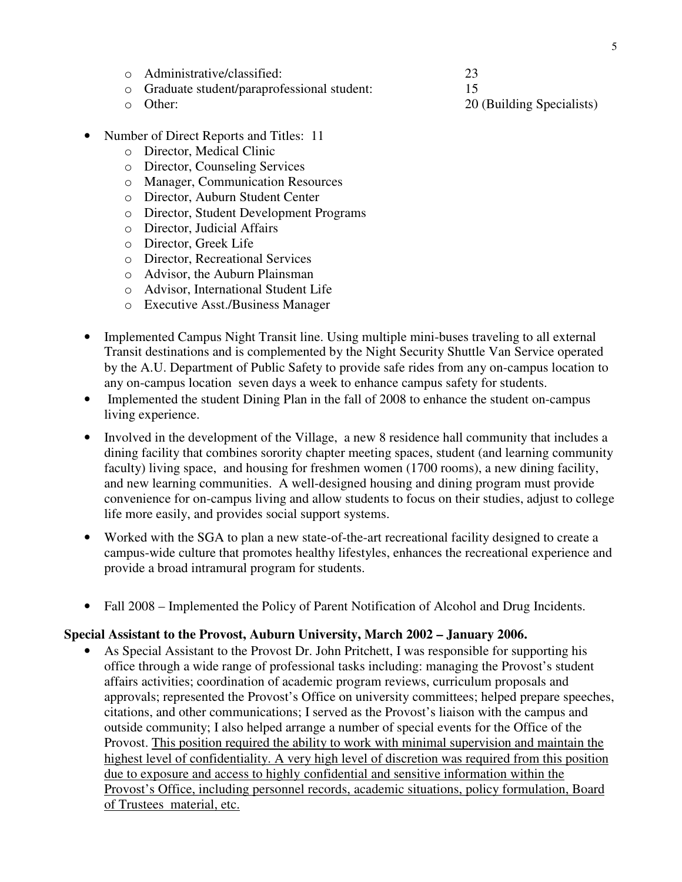- Administrative/classified: 23
- Graduate student/paraprofessional student: 15
- Other: 20 (Building Specialists)

- Number of Direct Reports and Titles: 11
  - Director, Medical Clinic
  - Director, Counseling Services
  - Manager, Communication Resources
  - Director, Auburn Student Center
  - Director, Student Development Programs
  - Director, Judicial Affairs
  - Director, Greek Life
  - Director, Recreational Services
  - Advisor, the Auburn Plainsman
  - Advisor, International Student Life
  - Executive Asst./Business Manager

- Implemented Campus Night Transit line. Using multiple mini-buses traveling to all external Transit destinations and is complemented by the Night Security Shuttle Van Service operated by the A.U. Department of Public Safety to provide safe rides from any on-campus location to any on-campus location seven days a week to enhance campus safety for students.
- Implemented the student Dining Plan in the fall of 2008 to enhance the student on-campus living experience.
- Involved in the development of the Village, a new 8 residence hall community that includes a dining facility that combines sorority chapter meeting spaces, student (and learning community faculty) living space, and housing for freshmen women (1700 rooms), a new dining facility, and new learning communities. A well-designed housing and dining program must provide convenience for on-campus living and allow students to focus on their studies, adjust to college life more easily, and provides social support systems.
- Worked with the SGA to plan a new state-of-the-art recreational facility designed to create a campus-wide culture that promotes healthy lifestyles, enhances the recreational experience and provide a broad intramural program for students.
- Fall 2008 – Implemented the Policy of Parent Notification of Alcohol and Drug Incidents.

**Special Assistant to the Provost, Auburn University, March 2002 – January 2006.**

- As Special Assistant to the Provost Dr. John Pritchett, I was responsible for supporting his office through a wide range of professional tasks including: managing the Provost's student affairs activities; coordination of academic program reviews, curriculum proposals and approvals; represented the Provost's Office on university committees; helped prepare speeches, citations, and other communications; I served as the Provost's liaison with the campus and outside community; I also helped arrange a number of special events for the Office of the Provost. <u>This position required the ability to work with minimal supervision and maintain the highest level of confidentiality. A very high level of discretion was required from this position due to exposure and access to highly confidential and sensitive information within the Provost's Office, including personnel records, academic situations, policy formulation, Board of Trustees material, etc.</u>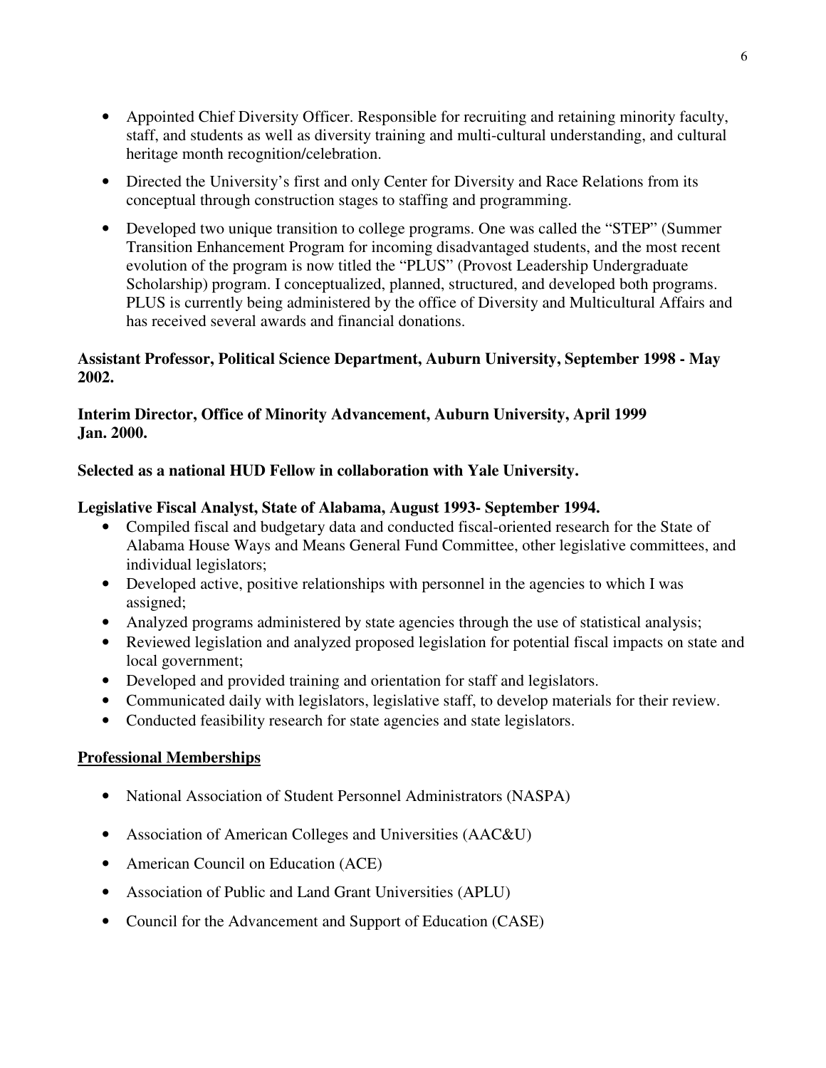- Appointed Chief Diversity Officer. Responsible for recruiting and retaining minority faculty, staff, and students as well as diversity training and multi-cultural understanding, and cultural heritage month recognition/celebration.

- Directed the University's first and only Center for Diversity and Race Relations from its conceptual through construction stages to staffing and programming.

- Developed two unique transition to college programs. One was called the "STEP" (Summer Transition Enhancement Program for incoming disadvantaged students, and the most recent evolution of the program is now titled the "PLUS" (Provost Leadership Undergraduate Scholarship) program. I conceptualized, planned, structured, and developed both programs. PLUS is currently being administered by the office of Diversity and Multicultural Affairs and has received several awards and financial donations.

**Assistant Professor, Political Science Department, Auburn University, September 1998 - May 2002.**

**Interim Director, Office of Minority Advancement, Auburn University, April 1999 Jan. 2000.**

**Selected as a national HUD Fellow in collaboration with Yale University.**

**Legislative Fiscal Analyst, State of Alabama, August 1993- September 1994.**

- Compiled fiscal and budgetary data and conducted fiscal-oriented research for the State of Alabama House Ways and Means General Fund Committee, other legislative committees, and individual legislators;
- Developed active, positive relationships with personnel in the agencies to which I was assigned;
- Analyzed programs administered by state agencies through the use of statistical analysis;
- Reviewed legislation and analyzed proposed legislation for potential fiscal impacts on state and local government;
- Developed and provided training and orientation for staff and legislators.
- Communicated daily with legislators, legislative staff, to develop materials for their review.
- Conducted feasibility research for state agencies and state legislators.

## Professional Memberships

- National Association of Student Personnel Administrators (NASPA)

- Association of American Colleges and Universities (AAC&U)

- American Council on Education (ACE)

- Association of Public and Land Grant Universities (APLU)

- Council for the Advancement and Support of Education (CASE)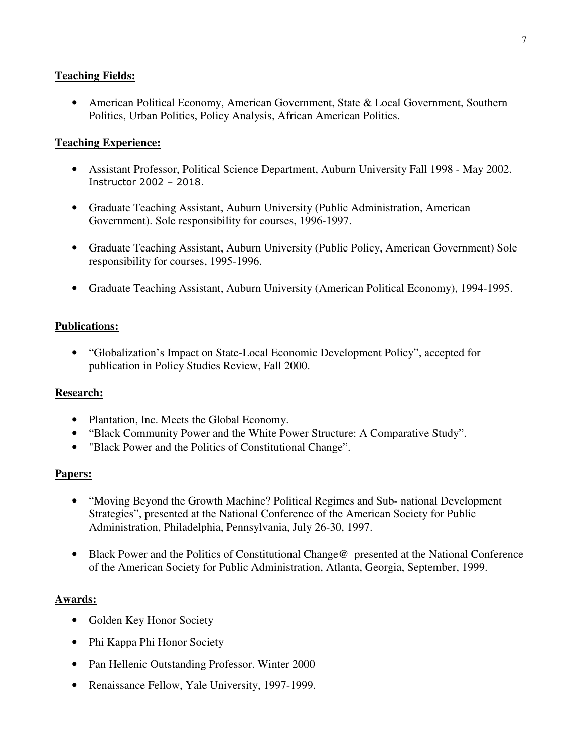**Teaching Fields:**

- American Political Economy, American Government, State & Local Government, Southern Politics, Urban Politics, Policy Analysis, African American Politics.

**Teaching Experience:**

- Assistant Professor, Political Science Department, Auburn University Fall 1998 - May 2002. Instructor 2002 – 2018.

- Graduate Teaching Assistant, Auburn University (Public Administration, American Government). Sole responsibility for courses, 1996-1997.

- Graduate Teaching Assistant, Auburn University (Public Policy, American Government) Sole responsibility for courses, 1995-1996.

- Graduate Teaching Assistant, Auburn University (American Political Economy), 1994-1995.

**Publications:**

- "Globalization's Impact on State-Local Economic Development Policy", accepted for publication in Policy Studies Review, Fall 2000.

**Research:**

- Plantation, Inc. Meets the Global Economy.
- "Black Community Power and the White Power Structure: A Comparative Study".
- "Black Power and the Politics of Constitutional Change".

**Papers:**

- "Moving Beyond the Growth Machine? Political Regimes and Sub- national Development Strategies", presented at the National Conference of the American Society for Public Administration, Philadelphia, Pennsylvania, July 26-30, 1997.

- Black Power and the Politics of Constitutional Change@ presented at the National Conference of the American Society for Public Administration, Atlanta, Georgia, September, 1999.

**Awards:**

- Golden Key Honor Society

- Phi Kappa Phi Honor Society

- Pan Hellenic Outstanding Professor. Winter 2000

- Renaissance Fellow, Yale University, 1997-1999.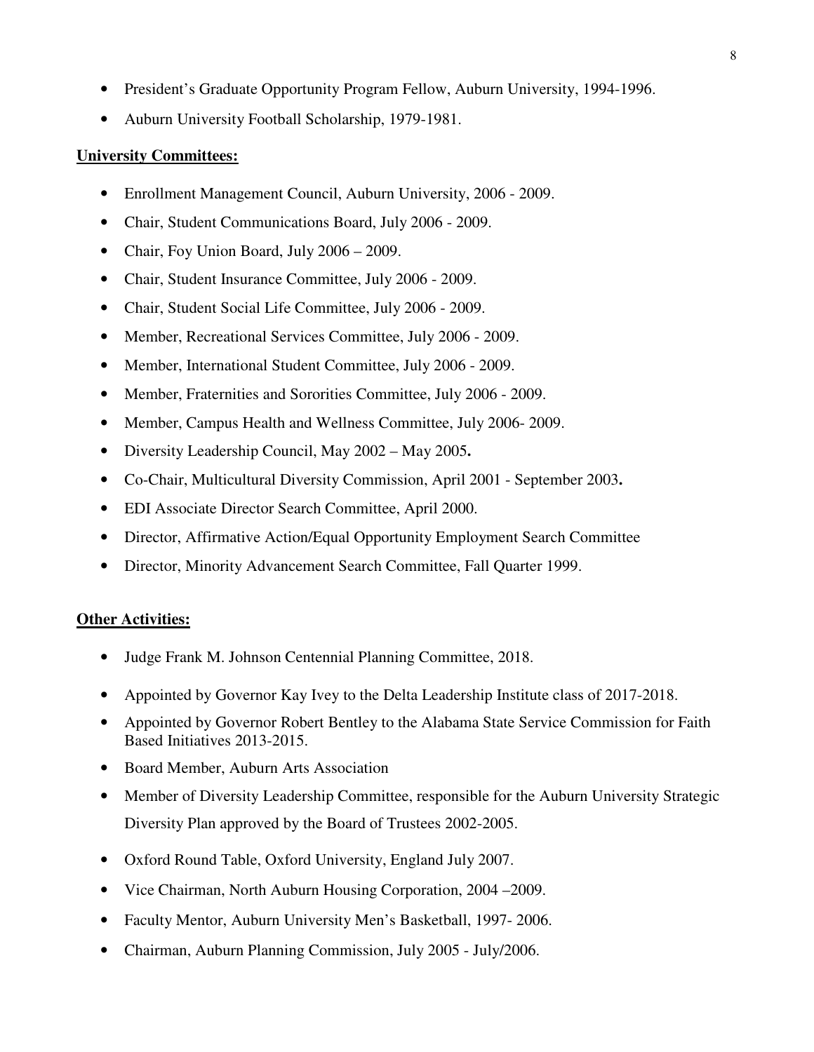- President's Graduate Opportunity Program Fellow, Auburn University, 1994-1996.
- Auburn University Football Scholarship, 1979-1981.

**University Committees:**

- Enrollment Management Council, Auburn University, 2006 - 2009.
- Chair, Student Communications Board, July 2006 - 2009.
- Chair, Foy Union Board, July 2006 – 2009.
- Chair, Student Insurance Committee, July 2006 - 2009.
- Chair, Student Social Life Committee, July 2006 - 2009.
- Member, Recreational Services Committee, July 2006 - 2009.
- Member, International Student Committee, July 2006 - 2009.
- Member, Fraternities and Sororities Committee, July 2006 - 2009.
- Member, Campus Health and Wellness Committee, July 2006- 2009.
- Diversity Leadership Council, May 2002 – May 2005**.**
- Co-Chair, Multicultural Diversity Commission, April 2001 - September 2003**.**
- EDI Associate Director Search Committee, April 2000.
- Director, Affirmative Action/Equal Opportunity Employment Search Committee
- Director, Minority Advancement Search Committee, Fall Quarter 1999.

**Other Activities:**

- Judge Frank M. Johnson Centennial Planning Committee, 2018.
- Appointed by Governor Kay Ivey to the Delta Leadership Institute class of 2017-2018.
- Appointed by Governor Robert Bentley to the Alabama State Service Commission for Faith Based Initiatives 2013-2015.
- Board Member, Auburn Arts Association
- Member of Diversity Leadership Committee, responsible for the Auburn University Strategic Diversity Plan approved by the Board of Trustees 2002-2005.
- Oxford Round Table, Oxford University, England July 2007.
- Vice Chairman, North Auburn Housing Corporation, 2004 –2009.
- Faculty Mentor, Auburn University Men's Basketball, 1997- 2006.
- Chairman, Auburn Planning Commission, July 2005 - July/2006.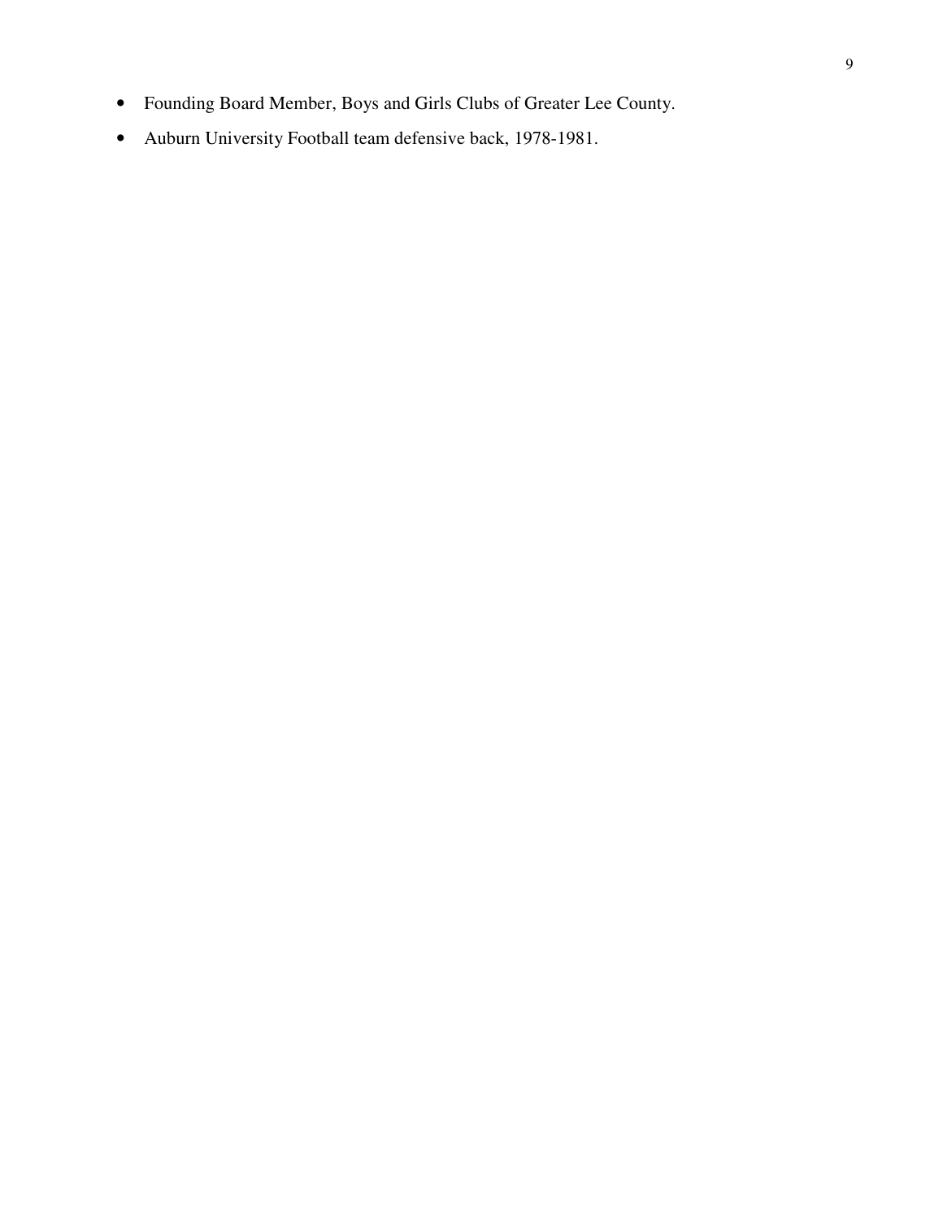- Founding Board Member, Boys and Girls Clubs of Greater Lee County.
- Auburn University Football team defensive back, 1978-1981.